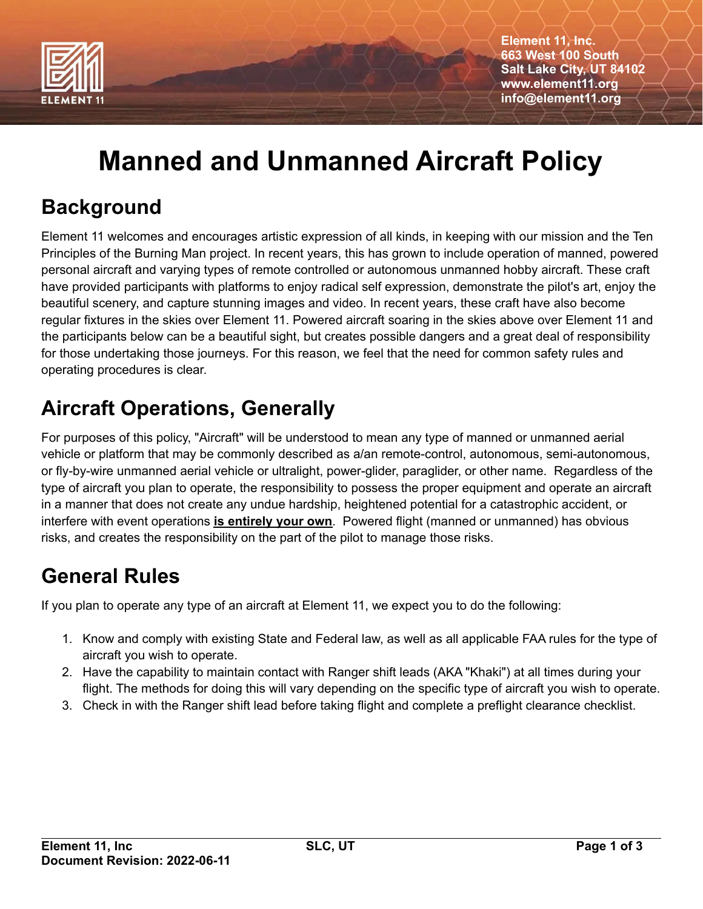Element 11, Inc.
663 West 100 South
Salt Lake City, UT 84102
www.element11.org
info@element11.org

# Manned and Unmanned Aircraft Policy

## Background

Element 11 welcomes and encourages artistic expression of all kinds, in keeping with our mission and the Ten Principles of the Burning Man project. In recent years, this has grown to include operation of manned, powered personal aircraft and varying types of remote controlled or autonomous unmanned hobby aircraft. These craft have provided participants with platforms to enjoy radical self expression, demonstrate the pilot's art, enjoy the beautiful scenery, and capture stunning images and video. In recent years, these craft have also become regular fixtures in the skies over Element 11. Powered aircraft soaring in the skies above over Element 11 and the participants below can be a beautiful sight, but creates possible dangers and a great deal of responsibility for those undertaking those journeys. For this reason, we feel that the need for common safety rules and operating procedures is clear.

## Aircraft Operations, Generally

For purposes of this policy, "Aircraft" will be understood to mean any type of manned or unmanned aerial vehicle or platform that may be commonly described as a/an remote-control, autonomous, semi-autonomous, or fly-by-wire unmanned aerial vehicle or ultralight, power-glider, paraglider, or other name. Regardless of the type of aircraft you plan to operate, the responsibility to possess the proper equipment and operate an aircraft in a manner that does not create any undue hardship, heightened potential for a catastrophic accident, or interfere with event operations **is entirely your own**. Powered flight (manned or unmanned) has obvious risks, and creates the responsibility on the part of the pilot to manage those risks.

## General Rules

If you plan to operate any type of an aircraft at Element 11, we expect you to do the following:

1. Know and comply with existing State and Federal law, as well as all applicable FAA rules for the type of aircraft you wish to operate.
2. Have the capability to maintain contact with Ranger shift leads (AKA "Khaki") at all times during your flight. The methods for doing this will vary depending on the specific type of aircraft you wish to operate.
3. Check in with the Ranger shift lead before taking flight and complete a preflight clearance checklist.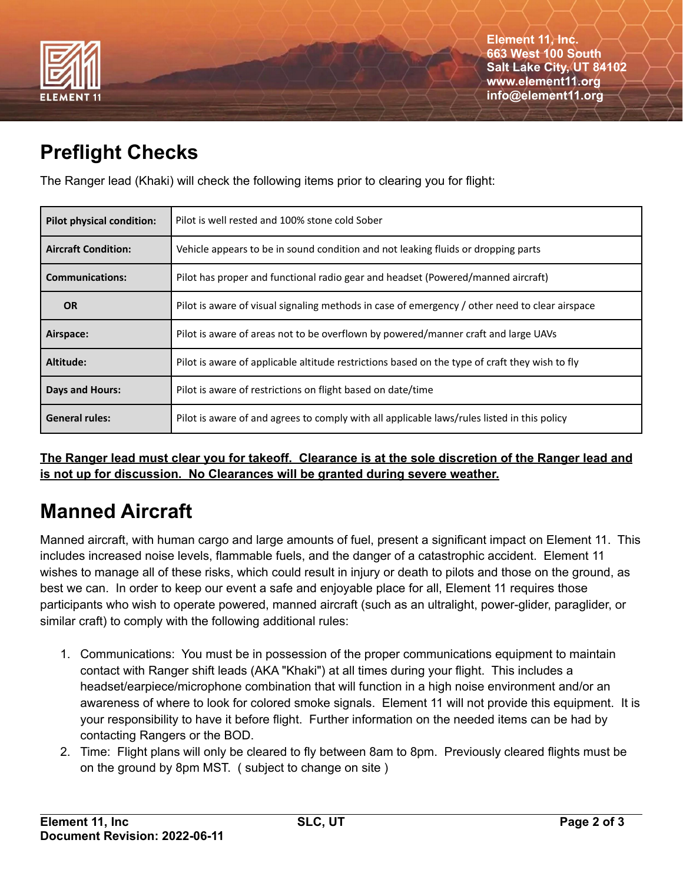## Preflight Checks

The Ranger lead (Khaki) will check the following items prior to clearing you for flight:

| | |
|---|---|
| **Pilot physical condition:** | Pilot is well rested and 100% stone cold Sober |
| **Aircraft Condition:** | Vehicle appears to be in sound condition and not leaking fluids or dropping parts |
| **Communications:** | Pilot has proper and functional radio gear and headset (Powered/manned aircraft) |
| **OR** | Pilot is aware of visual signaling methods in case of emergency / other need to clear airspace |
| **Airspace:** | Pilot is aware of areas not to be overflown by powered/manner craft and large UAVs |
| **Altitude:** | Pilot is aware of applicable altitude restrictions based on the type of craft they wish to fly |
| **Days and Hours:** | Pilot is aware of restrictions on flight based on date/time |
| **General rules:** | Pilot is aware of and agrees to comply with all applicable laws/rules listed in this policy |

**The Ranger lead must clear you for takeoff. Clearance is at the sole discretion of the Ranger lead and is not up for discussion. No Clearances will be granted during severe weather.**

## Manned Aircraft

Manned aircraft, with human cargo and large amounts of fuel, present a significant impact on Element 11. This includes increased noise levels, flammable fuels, and the danger of a catastrophic accident. Element 11 wishes to manage all of these risks, which could result in injury or death to pilots and those on the ground, as best we can. In order to keep our event a safe and enjoyable place for all, Element 11 requires those participants who wish to operate powered, manned aircraft (such as an ultralight, power-glider, paraglider, or similar craft) to comply with the following additional rules:

1. Communications: You must be in possession of the proper communications equipment to maintain contact with Ranger shift leads (AKA "Khaki") at all times during your flight. This includes a headset/earpiece/microphone combination that will function in a high noise environment and/or an awareness of where to look for colored smoke signals. Element 11 will not provide this equipment. It is your responsibility to have it before flight. Further information on the needed items can be had by contacting Rangers or the BOD.
2. Time: Flight plans will only be cleared to fly between 8am to 8pm. Previously cleared flights must be on the ground by 8pm MST. ( subject to change on site )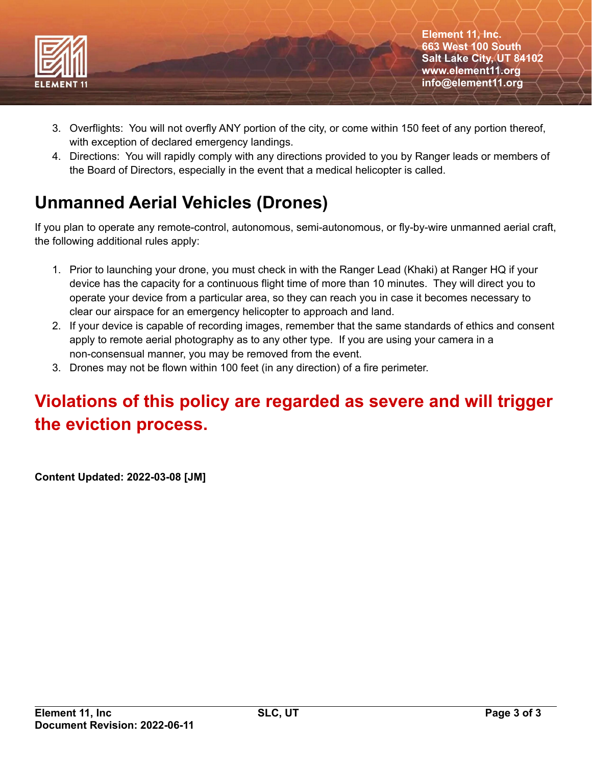3. Overflights: You will not overfly ANY portion of the city, or come within 150 feet of any portion thereof, with exception of declared emergency landings.
4. Directions: You will rapidly comply with any directions provided to you by Ranger leads or members of the Board of Directors, especially in the event that a medical helicopter is called.

## Unmanned Aerial Vehicles (Drones)

If you plan to operate any remote-control, autonomous, semi-autonomous, or fly-by-wire unmanned aerial craft, the following additional rules apply:

1. Prior to launching your drone, you must check in with the Ranger Lead (Khaki) at Ranger HQ if your device has the capacity for a continuous flight time of more than 10 minutes. They will direct you to operate your device from a particular area, so they can reach you in case it becomes necessary to clear our airspace for an emergency helicopter to approach and land.
2. If your device is capable of recording images, remember that the same standards of ethics and consent apply to remote aerial photography as to any other type. If you are using your camera in a non-consensual manner, you may be removed from the event.
3. Drones may not be flown within 100 feet (in any direction) of a fire perimeter.

## Violations of this policy are regarded as severe and will trigger the eviction process.

**Content Updated: 2022-03-08 [JM]**